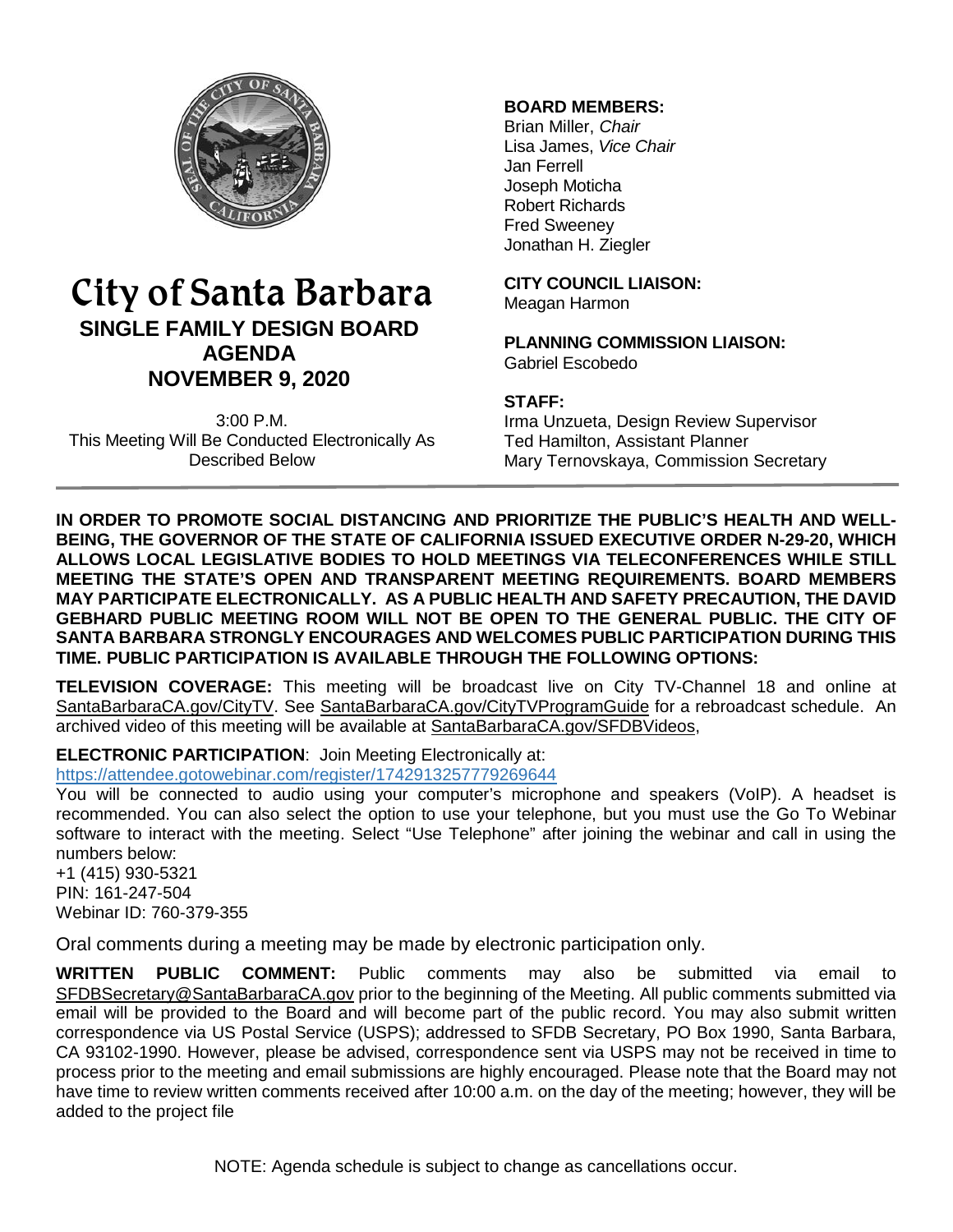# City of Santa Barbara

## SINGLE FAMILY DESIGN BOARD AGENDA

## NOVEMBER 9, 2020

3:00 P.M.
This Meeting Will Be Conducted Electronically As Described Below

**BOARD MEMBERS:**
Brian Miller, *Chair*
Lisa James, *Vice Chair*
Jan Ferrell
Joseph Moticha
Robert Richards
Fred Sweeney
Jonathan H. Ziegler

**CITY COUNCIL LIAISON:**
Meagan Harmon

**PLANNING COMMISSION LIAISON:**
Gabriel Escobedo

**STAFF:**
Irma Unzueta, Design Review Supervisor
Ted Hamilton, Assistant Planner
Mary Ternovskaya, Commission Secretary

**IN ORDER TO PROMOTE SOCIAL DISTANCING AND PRIORITIZE THE PUBLIC'S HEALTH AND WELL-BEING, THE GOVERNOR OF THE STATE OF CALIFORNIA ISSUED EXECUTIVE ORDER N-29-20, WHICH ALLOWS LOCAL LEGISLATIVE BODIES TO HOLD MEETINGS VIA TELECONFERENCES WHILE STILL MEETING THE STATE'S OPEN AND TRANSPARENT MEETING REQUIREMENTS. BOARD MEMBERS MAY PARTICIPATE ELECTRONICALLY. AS A PUBLIC HEALTH AND SAFETY PRECAUTION, THE DAVID GEBHARD PUBLIC MEETING ROOM WILL NOT BE OPEN TO THE GENERAL PUBLIC. THE CITY OF SANTA BARBARA STRONGLY ENCOURAGES AND WELCOMES PUBLIC PARTICIPATION DURING THIS TIME. PUBLIC PARTICIPATION IS AVAILABLE THROUGH THE FOLLOWING OPTIONS:**

**TELEVISION COVERAGE:** This meeting will be broadcast live on City TV-Channel 18 and online at SantaBarbaraCA.gov/CityTV. See SantaBarbaraCA.gov/CityTVProgramGuide for a rebroadcast schedule. An archived video of this meeting will be available at SantaBarbaraCA.gov/SFDBVideos,

**ELECTRONIC PARTICIPATION**: Join Meeting Electronically at:
https://attendee.gotowebinar.com/register/1742913257779269644
You will be connected to audio using your computer's microphone and speakers (VoIP). A headset is recommended. You can also select the option to use your telephone, but you must use the Go To Webinar software to interact with the meeting. Select "Use Telephone" after joining the webinar and call in using the numbers below:
+1 (415) 930-5321
PIN: 161-247-504
Webinar ID: 760-379-355

Oral comments during a meeting may be made by electronic participation only.

**WRITTEN PUBLIC COMMENT:** Public comments may also be submitted via email to SFDBSecretary@SantaBarbaraCA.gov prior to the beginning of the Meeting. All public comments submitted via email will be provided to the Board and will become part of the public record. You may also submit written correspondence via US Postal Service (USPS); addressed to SFDB Secretary, PO Box 1990, Santa Barbara, CA 93102-1990. However, please be advised, correspondence sent via USPS may not be received in time to process prior to the meeting and email submissions are highly encouraged. Please note that the Board may not have time to review written comments received after 10:00 a.m. on the day of the meeting; however, they will be added to the project file

NOTE: Agenda schedule is subject to change as cancellations occur.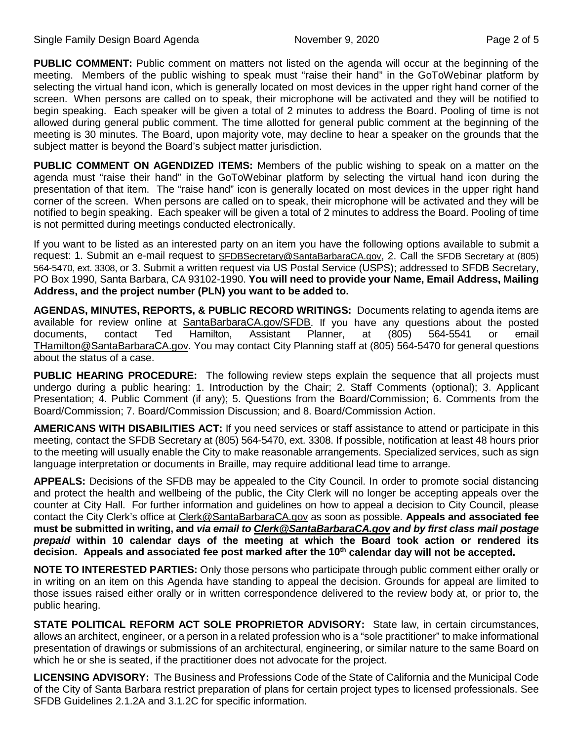**PUBLIC COMMENT:** Public comment on matters not listed on the agenda will occur at the beginning of the meeting. Members of the public wishing to speak must "raise their hand" in the GoToWebinar platform by selecting the virtual hand icon, which is generally located on most devices in the upper right hand corner of the screen. When persons are called on to speak, their microphone will be activated and they will be notified to begin speaking. Each speaker will be given a total of 2 minutes to address the Board. Pooling of time is not allowed during general public comment. The time allotted for general public comment at the beginning of the meeting is 30 minutes. The Board, upon majority vote, may decline to hear a speaker on the grounds that the subject matter is beyond the Board's subject matter jurisdiction.

**PUBLIC COMMENT ON AGENDIZED ITEMS:** Members of the public wishing to speak on a matter on the agenda must "raise their hand" in the GoToWebinar platform by selecting the virtual hand icon during the presentation of that item. The "raise hand" icon is generally located on most devices in the upper right hand corner of the screen. When persons are called on to speak, their microphone will be activated and they will be notified to begin speaking. Each speaker will be given a total of 2 minutes to address the Board. Pooling of time is not permitted during meetings conducted electronically.

If you want to be listed as an interested party on an item you have the following options available to submit a request: 1. Submit an e-mail request to SFDBSecretary@SantaBarbaraCA.gov, 2. Call the SFDB Secretary at (805) 564-5470, ext. 3308, or 3. Submit a written request via US Postal Service (USPS); addressed to SFDB Secretary, PO Box 1990, Santa Barbara, CA 93102-1990. **You will need to provide your Name, Email Address, Mailing Address, and the project number (PLN) you want to be added to.**

**AGENDAS, MINUTES, REPORTS, & PUBLIC RECORD WRITINGS:** Documents relating to agenda items are available for review online at SantaBarbaraCA.gov/SFDB. If you have any questions about the posted documents, contact Ted Hamilton, Assistant Planner, at (805) 564-5541 or email THamilton@SantaBarbaraCA.gov. You may contact City Planning staff at (805) 564-5470 for general questions about the status of a case.

**PUBLIC HEARING PROCEDURE:** The following review steps explain the sequence that all projects must undergo during a public hearing: 1. Introduction by the Chair; 2. Staff Comments (optional); 3. Applicant Presentation; 4. Public Comment (if any); 5. Questions from the Board/Commission; 6. Comments from the Board/Commission; 7. Board/Commission Discussion; and 8. Board/Commission Action.

**AMERICANS WITH DISABILITIES ACT:** If you need services or staff assistance to attend or participate in this meeting, contact the SFDB Secretary at (805) 564-5470, ext. 3308. If possible, notification at least 48 hours prior to the meeting will usually enable the City to make reasonable arrangements. Specialized services, such as sign language interpretation or documents in Braille, may require additional lead time to arrange.

**APPEALS:** Decisions of the SFDB may be appealed to the City Council. In order to promote social distancing and protect the health and wellbeing of the public, the City Clerk will no longer be accepting appeals over the counter at City Hall. For further information and guidelines on how to appeal a decision to City Council, please contact the City Clerk's office at Clerk@SantaBarbaraCA.gov as soon as possible. **Appeals and associated fee must be submitted in writing, and *via email to Clerk@SantaBarbaraCA.gov and by first class mail postage prepaid* within 10 calendar days of the meeting at which the Board took action or rendered its decision. Appeals and associated fee post marked after the 10th calendar day will not be accepted.**

**NOTE TO INTERESTED PARTIES:** Only those persons who participate through public comment either orally or in writing on an item on this Agenda have standing to appeal the decision. Grounds for appeal are limited to those issues raised either orally or in written correspondence delivered to the review body at, or prior to, the public hearing.

**STATE POLITICAL REFORM ACT SOLE PROPRIETOR ADVISORY:** State law, in certain circumstances, allows an architect, engineer, or a person in a related profession who is a "sole practitioner" to make informational presentation of drawings or submissions of an architectural, engineering, or similar nature to the same Board on which he or she is seated, if the practitioner does not advocate for the project.

**LICENSING ADVISORY:** The Business and Professions Code of the State of California and the Municipal Code of the City of Santa Barbara restrict preparation of plans for certain project types to licensed professionals. See SFDB Guidelines 2.1.2A and 3.1.2C for specific information.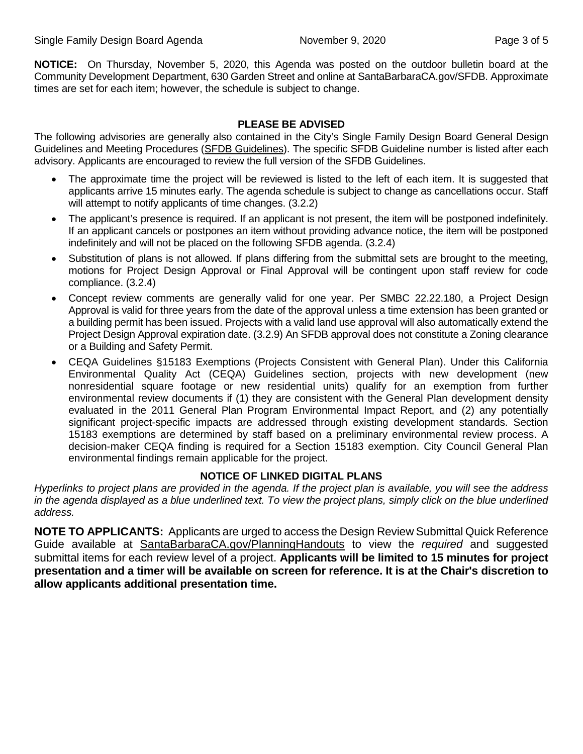**NOTICE:** On Thursday, November 5, 2020, this Agenda was posted on the outdoor bulletin board at the Community Development Department, 630 Garden Street and online at SantaBarbaraCA.gov/SFDB. Approximate times are set for each item; however, the schedule is subject to change.

**PLEASE BE ADVISED**

The following advisories are generally also contained in the City's Single Family Design Board General Design Guidelines and Meeting Procedures (SFDB Guidelines). The specific SFDB Guideline number is listed after each advisory. Applicants are encouraged to review the full version of the SFDB Guidelines.

- The approximate time the project will be reviewed is listed to the left of each item. It is suggested that applicants arrive 15 minutes early. The agenda schedule is subject to change as cancellations occur. Staff will attempt to notify applicants of time changes. (3.2.2)
- The applicant's presence is required. If an applicant is not present, the item will be postponed indefinitely. If an applicant cancels or postpones an item without providing advance notice, the item will be postponed indefinitely and will not be placed on the following SFDB agenda. (3.2.4)
- Substitution of plans is not allowed. If plans differing from the submittal sets are brought to the meeting, motions for Project Design Approval or Final Approval will be contingent upon staff review for code compliance. (3.2.4)
- Concept review comments are generally valid for one year. Per SMBC 22.22.180, a Project Design Approval is valid for three years from the date of the approval unless a time extension has been granted or a building permit has been issued. Projects with a valid land use approval will also automatically extend the Project Design Approval expiration date. (3.2.9) An SFDB approval does not constitute a Zoning clearance or a Building and Safety Permit.
- CEQA Guidelines §15183 Exemptions (Projects Consistent with General Plan). Under this California Environmental Quality Act (CEQA) Guidelines section, projects with new development (new nonresidential square footage or new residential units) qualify for an exemption from further environmental review documents if (1) they are consistent with the General Plan development density evaluated in the 2011 General Plan Program Environmental Impact Report, and (2) any potentially significant project-specific impacts are addressed through existing development standards. Section 15183 exemptions are determined by staff based on a preliminary environmental review process. A decision-maker CEQA finding is required for a Section 15183 exemption. City Council General Plan environmental findings remain applicable for the project.

**NOTICE OF LINKED DIGITAL PLANS**

*Hyperlinks to project plans are provided in the agenda. If the project plan is available, you will see the address in the agenda displayed as a blue underlined text. To view the project plans, simply click on the blue underlined address.*

**NOTE TO APPLICANTS:** Applicants are urged to access the Design Review Submittal Quick Reference Guide available at SantaBarbaraCA.gov/PlanningHandouts to view the *required* and suggested submittal items for each review level of a project. **Applicants will be limited to 15 minutes for project presentation and a timer will be available on screen for reference. It is at the Chair's discretion to allow applicants additional presentation time.**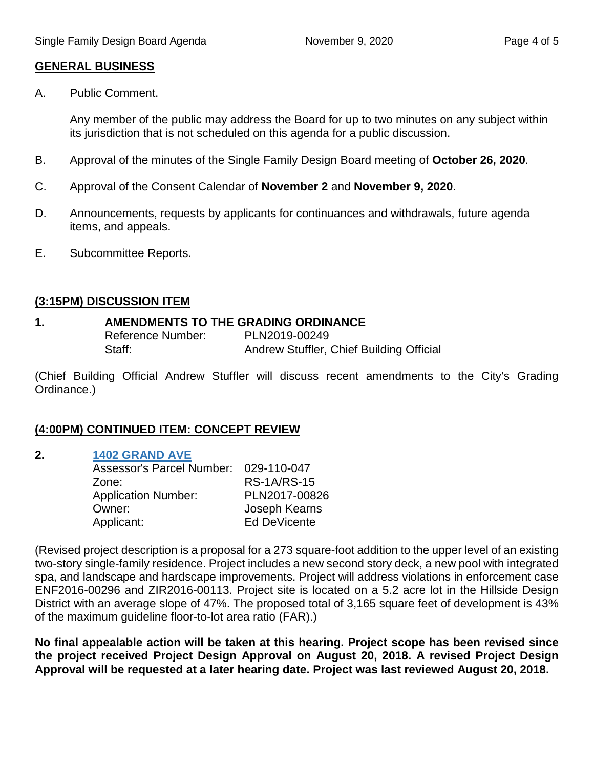## GENERAL BUSINESS

A. Public Comment.

Any member of the public may address the Board for up to two minutes on any subject within its jurisdiction that is not scheduled on this agenda for a public discussion.

B. Approval of the minutes of the Single Family Design Board meeting of **October 26, 2020**.

C. Approval of the Consent Calendar of **November 2** and **November 9, 2020**.

D. Announcements, requests by applicants for continuances and withdrawals, future agenda items, and appeals.

E. Subcommittee Reports.

## (3:15PM) DISCUSSION ITEM

**1. AMENDMENTS TO THE GRADING ORDINANCE**

| | |
|---|---|
| Reference Number: | PLN2019-00249 |
| Staff: | Andrew Stuffler, Chief Building Official |

(Chief Building Official Andrew Stuffler will discuss recent amendments to the City's Grading Ordinance.)

## (4:00PM) CONTINUED ITEM: CONCEPT REVIEW

**2. 1402 GRAND AVE**

| | |
|---|---|
| Assessor's Parcel Number: | 029-110-047 |
| Zone: | RS-1A/RS-15 |
| Application Number: | PLN2017-00826 |
| Owner: | Joseph Kearns |
| Applicant: | Ed DeVicente |

(Revised project description is a proposal for a 273 square-foot addition to the upper level of an existing two-story single-family residence. Project includes a new second story deck, a new pool with integrated spa, and landscape and hardscape improvements. Project will address violations in enforcement case ENF2016-00296 and ZIR2016-00113. Project site is located on a 5.2 acre lot in the Hillside Design District with an average slope of 47%. The proposed total of 3,165 square feet of development is 43% of the maximum guideline floor-to-lot area ratio (FAR).)

**No final appealable action will be taken at this hearing. Project scope has been revised since the project received Project Design Approval on August 20, 2018. A revised Project Design Approval will be requested at a later hearing date. Project was last reviewed August 20, 2018.**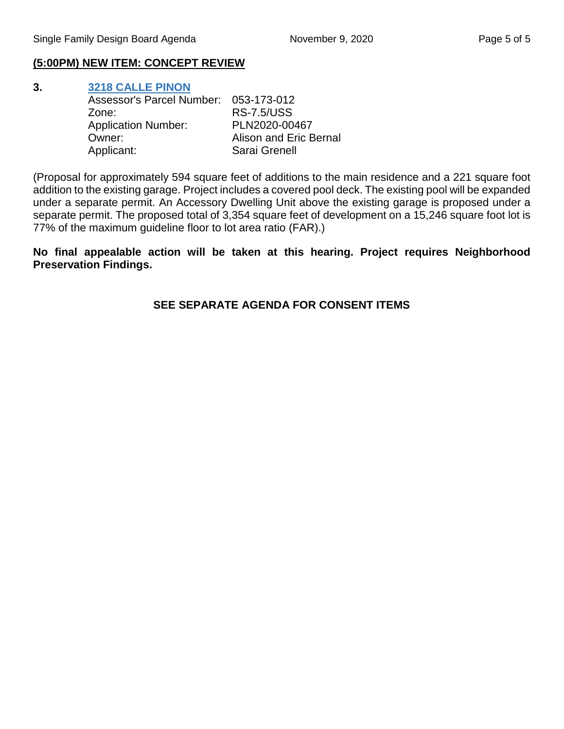**(5:00PM) NEW ITEM: CONCEPT REVIEW**

**3. 3218 CALLE PINON**

| | |
|---|---|
| Assessor's Parcel Number: | 053-173-012 |
| Zone: | RS-7.5/USS |
| Application Number: | PLN2020-00467 |
| Owner: | Alison and Eric Bernal |
| Applicant: | Sarai Grenell |

(Proposal for approximately 594 square feet of additions to the main residence and a 221 square foot addition to the existing garage. Project includes a covered pool deck. The existing pool will be expanded under a separate permit. An Accessory Dwelling Unit above the existing garage is proposed under a separate permit. The proposed total of 3,354 square feet of development on a 15,246 square foot lot is 77% of the maximum guideline floor to lot area ratio (FAR).)

**No final appealable action will be taken at this hearing. Project requires Neighborhood Preservation Findings.**

**SEE SEPARATE AGENDA FOR CONSENT ITEMS**